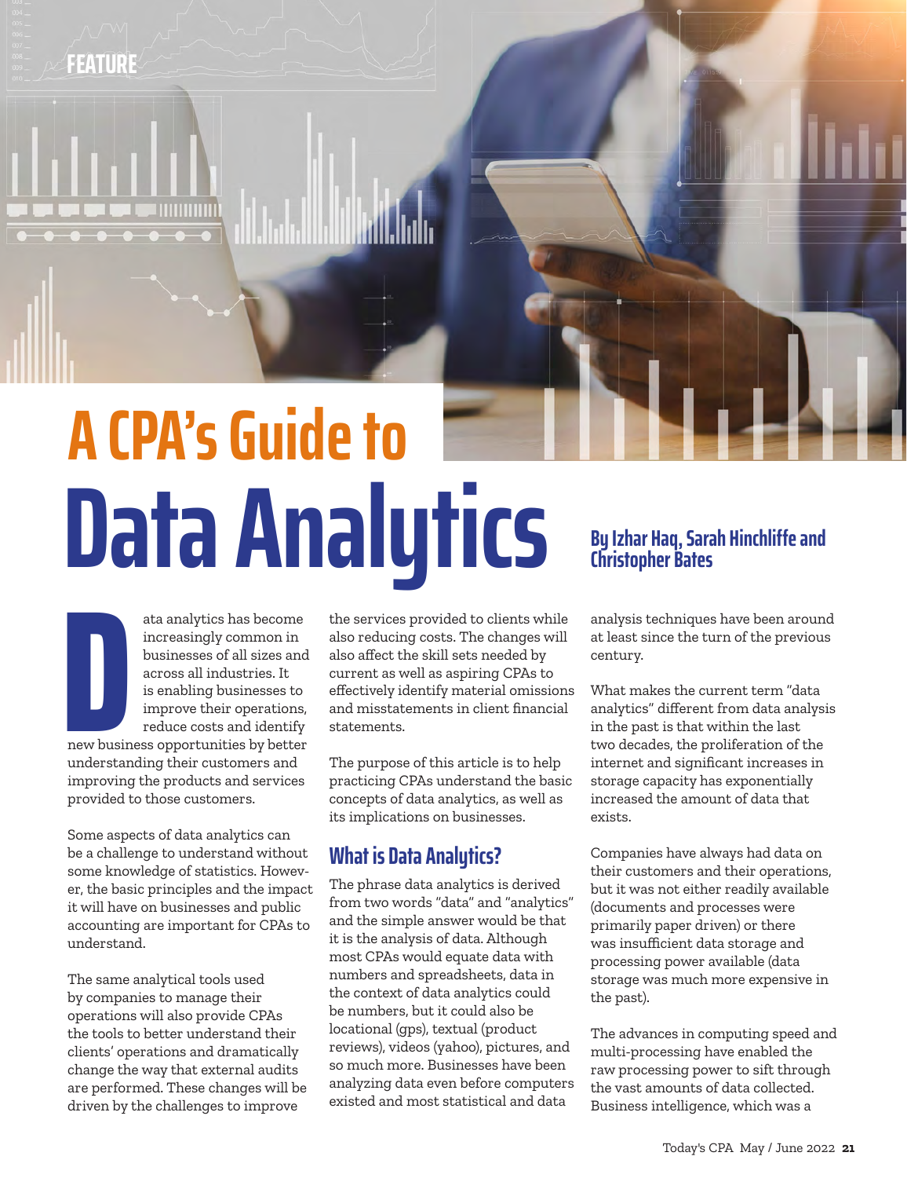FEATURE

# A CPA's Guide to Data Analytics

**By Izhar Haq, Sarah Hinchliffe and Christopher Bates**

Data analytics has become increasingly common in businesses of all sizes and across all industries. It is enabling businesses to improve their operations, reduce costs and identify new business opportunities by better understanding their customers and improving the products and services provided to those customers.

Some aspects of data analytics can be a challenge to understand without some knowledge of statistics. However, the basic principles and the impact it will have on businesses and public accounting are important for CPAs to understand.

The same analytical tools used by companies to manage their operations will also provide CPAs the tools to better understand their clients' operations and dramatically change the way that external audits are performed. These changes will be driven by the challenges to improve the services provided to clients while also reducing costs. The changes will also affect the skill sets needed by current as well as aspiring CPAs to effectively identify material omissions and misstatements in client financial statements.

The purpose of this article is to help practicing CPAs understand the basic concepts of data analytics, as well as its implications on businesses.

## What is Data Analytics?

The phrase data analytics is derived from two words "data" and "analytics" and the simple answer would be that it is the analysis of data. Although most CPAs would equate data with numbers and spreadsheets, data in the context of data analytics could be numbers, but it could also be locational (gps), textual (product reviews), videos (yahoo), pictures, and so much more. Businesses have been analyzing data even before computers existed and most statistical and data analysis techniques have been around at least since the turn of the previous century.

What makes the current term "data analytics" different from data analysis in the past is that within the last two decades, the proliferation of the internet and significant increases in storage capacity has exponentially increased the amount of data that exists.

Companies have always had data on their customers and their operations, but it was not either readily available (documents and processes were primarily paper driven) or there was insufficient data storage and processing power available (data storage was much more expensive in the past).

The advances in computing speed and multi-processing have enabled the raw processing power to sift through the vast amounts of data collected. Business intelligence, which was a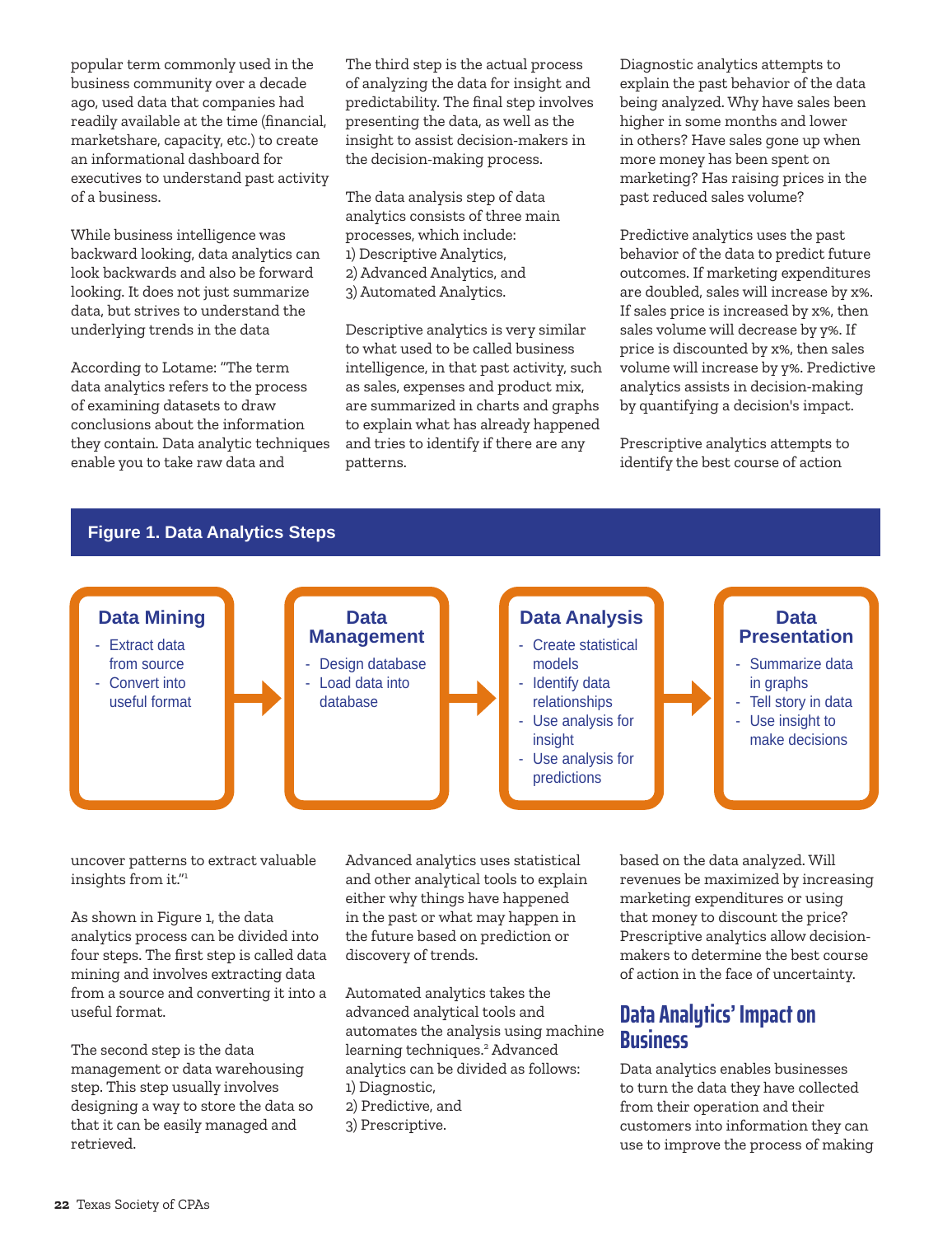popular term commonly used in the business community over a decade ago, used data that companies had readily available at the time (financial, marketshare, capacity, etc.) to create an informational dashboard for executives to understand past activity of a business.

While business intelligence was backward looking, data analytics can look backwards and also be forward looking. It does not just summarize data, but strives to understand the underlying trends in the data

According to Lotame: "The term data analytics refers to the process of examining datasets to draw conclusions about the information they contain. Data analytic techniques enable you to take raw data and uncover patterns to extract valuable insights from it."[1]

As shown in Figure 1, the data analytics process can be divided into four steps. The first step is called data mining and involves extracting data from a source and converting it into a useful format.

The second step is the data management or data warehousing step. This step usually involves designing a way to store the data so that it can be easily managed and retrieved.

The third step is the actual process of analyzing the data for insight and predictability. The final step involves presenting the data, as well as the insight to assist decision-makers in the decision-making process.

The data analysis step of data analytics consists of three main processes, which include:
1) Descriptive Analytics,
2) Advanced Analytics, and
3) Automated Analytics.

Descriptive analytics is very similar to what used to be called business intelligence, in that past activity, such as sales, expenses and product mix, are summarized in charts and graphs to explain what has already happened and tries to identify if there are any patterns.

Advanced analytics uses statistical and other analytical tools to explain either why things have happened in the past or what may happen in the future based on prediction or discovery of trends.

Automated analytics takes the advanced analytical tools and automates the analysis using machine learning techniques.[2] Advanced analytics can be divided as follows:
1) Diagnostic,
2) Predictive, and
3) Prescriptive.

Diagnostic analytics attempts to explain the past behavior of the data being analyzed. Why have sales been higher in some months and lower in others? Have sales gone up when more money has been spent on marketing? Has raising prices in the past reduced sales volume?

Predictive analytics uses the past behavior of the data to predict future outcomes. If marketing expenditures are doubled, sales will increase by x%. If sales price is increased by x%, then sales volume will decrease by y%. If price is discounted by x%, then sales volume will increase by y%. Predictive analytics assists in decision-making by quantifying a decision's impact.

Prescriptive analytics attempts to identify the best course of action based on the data analyzed. Will revenues be maximized by increasing marketing expenditures or using that money to discount the price? Prescriptive analytics allow decision-makers to determine the best course of action in the face of uncertainty.

**Figure 1. Data Analytics Steps**

**Data Mining**
- Extract data from source
- Convert into useful format

→

**Data Management**
- Design database
- Load data into database

→

**Data Analysis**
- Create statistical models
- Identify data relationships
- Use analysis for insight
- Use analysis for predictions

→

**Data Presentation**
- Summarize data in graphs
- Tell story in data
- Use insight to make decisions

## Data Analytics' Impact on Business

Data analytics enables businesses to turn the data they have collected from their operation and their customers into information they can use to improve the process of making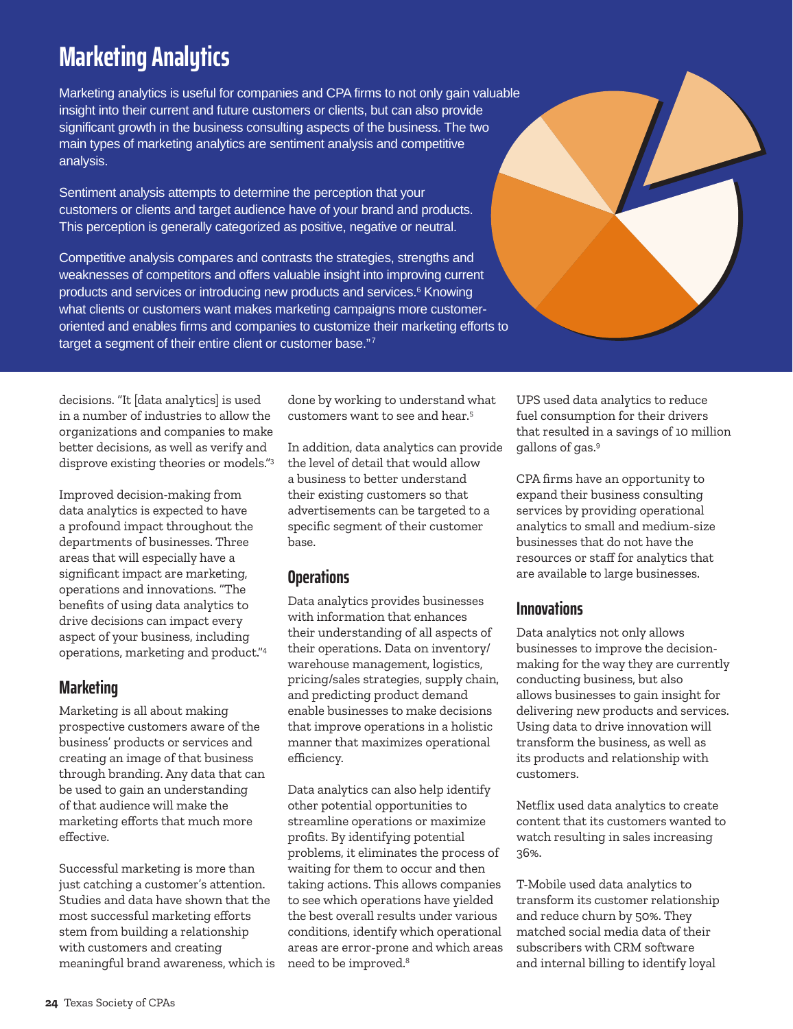## Marketing Analytics

Marketing analytics is useful for companies and CPA firms to not only gain valuable insight into their current and future customers or clients, but can also provide significant growth in the business consulting aspects of the business. The two main types of marketing analytics are sentiment analysis and competitive analysis.

Sentiment analysis attempts to determine the perception that your customers or clients and target audience have of your brand and products. This perception is generally categorized as positive, negative or neutral.

Competitive analysis compares and contrasts the strategies, strengths and weaknesses of competitors and offers valuable insight into improving current products and services or introducing new products and services.[6] Knowing what clients or customers want makes marketing campaigns more customer-oriented and enables firms and companies to customize their marketing efforts to target a segment of their entire client or customer base."[7]

decisions. "It [data analytics] is used in a number of industries to allow the organizations and companies to make better decisions, as well as verify and disprove existing theories or models."[3]

Improved decision-making from data analytics is expected to have a profound impact throughout the departments of businesses. Three areas that will especially have a significant impact are marketing, operations and innovations. "The benefits of using data analytics to drive decisions can impact every aspect of your business, including operations, marketing and product."[4]

### Marketing

Marketing is all about making prospective customers aware of the business' products or services and creating an image of that business through branding. Any data that can be used to gain an understanding of that audience will make the marketing efforts that much more effective.

Successful marketing is more than just catching a customer's attention. Studies and data have shown that the most successful marketing efforts stem from building a relationship with customers and creating meaningful brand awareness, which is done by working to understand what customers want to see and hear.[5]

In addition, data analytics can provide the level of detail that would allow a business to better understand their existing customers so that advertisements can be targeted to a specific segment of their customer base.

### Operations

Data analytics provides businesses with information that enhances their understanding of all aspects of their operations. Data on inventory/warehouse management, logistics, pricing/sales strategies, supply chain, and predicting product demand enable businesses to make decisions that improve operations in a holistic manner that maximizes operational efficiency.

Data analytics can also help identify other potential opportunities to streamline operations or maximize profits. By identifying potential problems, it eliminates the process of waiting for them to occur and then taking actions. This allows companies to see which operations have yielded the best overall results under various conditions, identify which operational areas are error-prone and which areas need to be improved.[8]

UPS used data analytics to reduce fuel consumption for their drivers that resulted in a savings of 10 million gallons of gas.[9]

CPA firms have an opportunity to expand their business consulting services by providing operational analytics to small and medium-size businesses that do not have the resources or staff for analytics that are available to large businesses.

### Innovations

Data analytics not only allows businesses to improve the decision-making for the way they are currently conducting business, but also allows businesses to gain insight for delivering new products and services. Using data to drive innovation will transform the business, as well as its products and relationship with customers.

Netflix used data analytics to create content that its customers wanted to watch resulting in sales increasing 36%.

T-Mobile used data analytics to transform its customer relationship and reduce churn by 50%. They matched social media data of their subscribers with CRM software and internal billing to identify loyal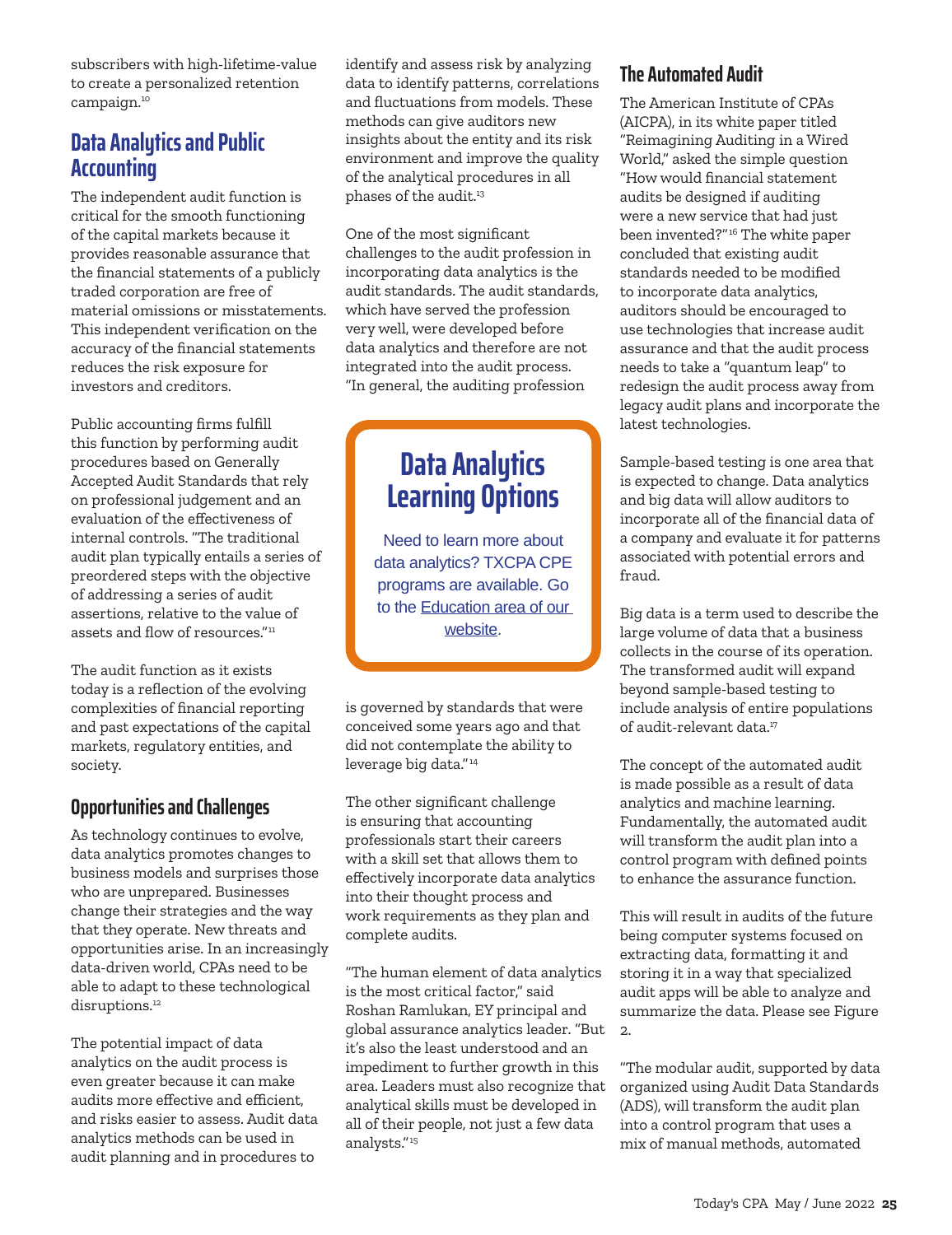subscribers with high-lifetime-value to create a personalized retention campaign.[10]

## Data Analytics and Public Accounting

The independent audit function is critical for the smooth functioning of the capital markets because it provides reasonable assurance that the financial statements of a publicly traded corporation are free of material omissions or misstatements. This independent verification on the accuracy of the financial statements reduces the risk exposure for investors and creditors.

Public accounting firms fulfill this function by performing audit procedures based on Generally Accepted Audit Standards that rely on professional judgement and an evaluation of the effectiveness of internal controls. "The traditional audit plan typically entails a series of preordered steps with the objective of addressing a series of audit assertions, relative to the value of assets and flow of resources."[11]

The audit function as it exists today is a reflection of the evolving complexities of financial reporting and past expectations of the capital markets, regulatory entities, and society.

### Opportunities and Challenges

As technology continues to evolve, data analytics promotes changes to business models and surprises those who are unprepared. Businesses change their strategies and the way that they operate. New threats and opportunities arise. In an increasingly data-driven world, CPAs need to be able to adapt to these technological disruptions.[12]

The potential impact of data analytics on the audit process is even greater because it can make audits more effective and efficient, and risks easier to assess. Audit data analytics methods can be used in audit planning and in procedures to identify and assess risk by analyzing data to identify patterns, correlations and fluctuations from models. These methods can give auditors new insights about the entity and its risk environment and improve the quality of the analytical procedures in all phases of the audit.[13]

One of the most significant challenges to the audit profession in incorporating data analytics is the audit standards. The audit standards, which have served the profession very well, were developed before data analytics and therefore are not integrated into the audit process. "In general, the auditing profession is governed by standards that were conceived some years ago and that did not contemplate the ability to leverage big data."[14]

> **Data Analytics Learning Options**
>
> Need to learn more about data analytics? TXCPA CPE programs are available. Go to the Education area of our website.

The other significant challenge is ensuring that accounting professionals start their careers with a skill set that allows them to effectively incorporate data analytics into their thought process and work requirements as they plan and complete audits.

"The human element of data analytics is the most critical factor," said Roshan Ramlukan, EY principal and global assurance analytics leader. "But it's also the least understood and an impediment to further growth in this area. Leaders must also recognize that analytical skills must be developed in all of their people, not just a few data analysts."[15]

### The Automated Audit

The American Institute of CPAs (AICPA), in its white paper titled "Reimagining Auditing in a Wired World," asked the simple question "How would financial statement audits be designed if auditing were a new service that had just been invented?"[16] The white paper concluded that existing audit standards needed to be modified to incorporate data analytics, auditors should be encouraged to use technologies that increase audit assurance and that the audit process needs to take a "quantum leap" to redesign the audit process away from legacy audit plans and incorporate the latest technologies.

Sample-based testing is one area that is expected to change. Data analytics and big data will allow auditors to incorporate all of the financial data of a company and evaluate it for patterns associated with potential errors and fraud.

Big data is a term used to describe the large volume of data that a business collects in the course of its operation. The transformed audit will expand beyond sample-based testing to include analysis of entire populations of audit-relevant data.[17]

The concept of the automated audit is made possible as a result of data analytics and machine learning. Fundamentally, the automated audit will transform the audit plan into a control program with defined points to enhance the assurance function.

This will result in audits of the future being computer systems focused on extracting data, formatting it and storing it in a way that specialized audit apps will be able to analyze and summarize the data. Please see Figure 2.

"The modular audit, supported by data organized using Audit Data Standards (ADS), will transform the audit plan into a control program that uses a mix of manual methods, automated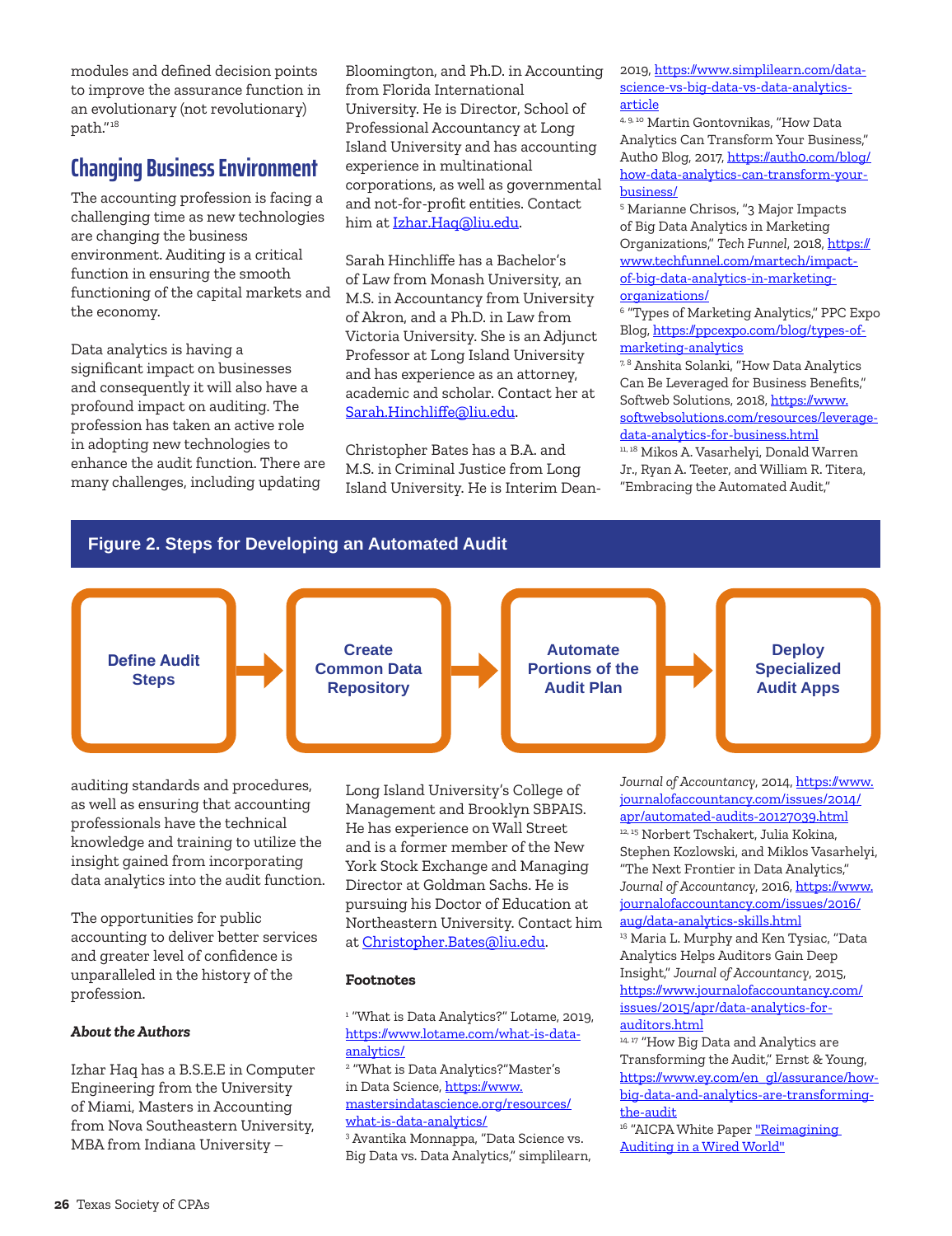modules and defined decision points to improve the assurance function in an evolutionary (not revolutionary) path."[18]

## Changing Business Environment

The accounting profession is facing a challenging time as new technologies are changing the business environment. Auditing is a critical function in ensuring the smooth functioning of the capital markets and the economy.

Data analytics is having a significant impact on businesses and consequently it will also have a profound impact on auditing. The profession has taken an active role in adopting new technologies to enhance the audit function. There are many challenges, including updating auditing standards and procedures, as well as ensuring that accounting professionals have the technical knowledge and training to utilize the insight gained from incorporating data analytics into the audit function.

The opportunities for public accounting to deliver better services and greater level of confidence is unparalleled in the history of the profession.

***About the Authors***

Izhar Haq has a B.S.E.E in Computer Engineering from the University of Miami, Masters in Accounting from Nova Southeastern University, MBA from Indiana University – Bloomington, and Ph.D. in Accounting from Florida International University. He is Director, School of Professional Accountancy at Long Island University and has accounting experience in multinational corporations, as well as governmental and not-for-profit entities. Contact him at Izhar.Haq@liu.edu.

Sarah Hinchliffe has a Bachelor's of Law from Monash University, an M.S. in Accountancy from University of Akron, and a Ph.D. in Law from Victoria University. She is an Adjunct Professor at Long Island University and has experience as an attorney, academic and scholar. Contact her at Sarah.Hinchliffe@liu.edu.

Christopher Bates has a B.A. and M.S. in Criminal Justice from Long Island University. He is Interim Dean-Long Island University's College of Management and Brooklyn SBPAIS. He has experience on Wall Street and is a former member of the New York Stock Exchange and Managing Director at Goldman Sachs. He is pursuing his Doctor of Education at Northeastern University. Contact him at Christopher.Bates@liu.edu.

**Figure 2. Steps for Developing an Automated Audit**

Define Audit Steps → Create Common Data Repository → Automate Portions of the Audit Plan → Deploy Specialized Audit Apps

**Footnotes**

[1] "What is Data Analytics?" Lotame, 2019, https://www.lotame.com/what-is-data-analytics/

[2] "What is Data Analytics?"Master's in Data Science, https://www.mastersindatascience.org/resources/what-is-data-analytics/

[3] Avantika Monnappa, "Data Science vs. Big Data vs. Data Analytics," simplilearn, 2019, https://www.simplilearn.com/data-science-vs-big-data-vs-data-analytics-article

[4, 9, 10] Martin Gontovnikas, "How Data Analytics Can Transform Your Business," Auth0 Blog, 2017, https://auth0.com/blog/how-data-analytics-can-transform-your-business/

[5] Marianne Chrisos, "3 Major Impacts of Big Data Analytics in Marketing Organizations," *Tech Funnel*, 2018, https://www.techfunnel.com/martech/impact-of-big-data-analytics-in-marketing-organizations/

[6] "Types of Marketing Analytics," PPC Expo Blog, https://ppcexpo.com/blog/types-of-marketing-analytics

[7, 8] Anshita Solanki, "How Data Analytics Can Be Leveraged for Business Benefits," Softweb Solutions, 2018, https://www.softwebsolutions.com/resources/leverage-data-analytics-for-business.html

[11, 18] Mikos A. Vasarhelyi, Donald Warren Jr., Ryan A. Teeter, and William R. Titera, "Embracing the Automated Audit," *Journal of Accountancy*, 2014, https://www.journalofaccountancy.com/issues/2014/apr/automated-audits-20127039.html

[12, 15] Norbert Tschakert, Julia Kokina, Stephen Kozlowski, and Miklos Vasarhelyi, "The Next Frontier in Data Analytics," *Journal of Accountancy*, 2016, https://www.journalofaccountancy.com/issues/2016/aug/data-analytics-skills.html

[13] Maria L. Murphy and Ken Tysiac, "Data Analytics Helps Auditors Gain Deep Insight," *Journal of Accountancy*, 2015, https://www.journalofaccountancy.com/issues/2015/apr/data-analytics-for-auditors.html

[14, 17] "How Big Data and Analytics are Transforming the Audit," Ernst & Young, https://www.ey.com/en_gl/assurance/how-big-data-and-analytics-are-transforming-the-audit

[16] "AICPA White Paper "Reimagining Auditing in a Wired World"